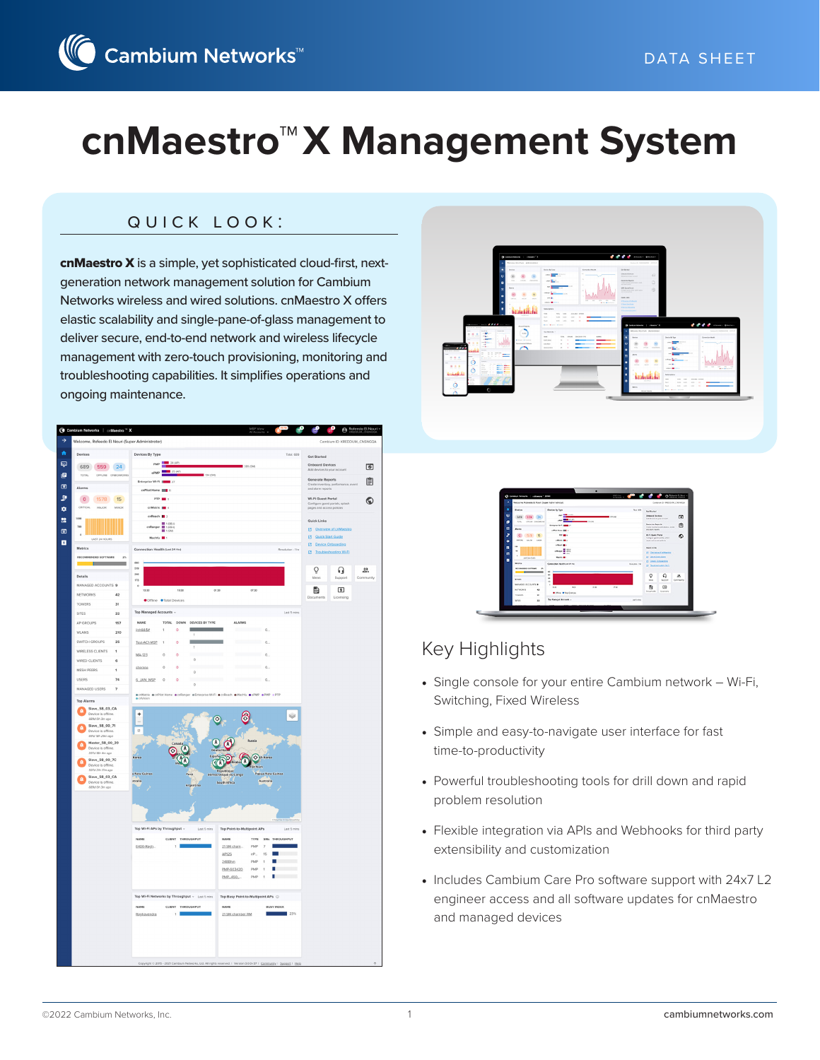# cnMaestro™ X Management System

## QUICK LOOK:

**cnMaestro X** is a simple, yet sophisticated cloud-first, next-generation network management solution for Cambium Networks wireless and wired solutions. cnMaestro X offers elastic scalability and single-pane-of-glass management to deliver secure, end-to-end network and wireless lifecycle management with zero-touch provisioning, monitoring and troubleshooting capabilities. It simplifies operations and ongoing maintenance.

## Key Highlights

- Single console for your entire Cambium network – Wi-Fi, Switching, Fixed Wireless
- Simple and easy-to-navigate user interface for fast time-to-productivity
- Powerful troubleshooting tools for drill down and rapid problem resolution
- Flexible integration via APIs and Webhooks for third party extensibility and customization
- Includes Cambium Care Pro software support with 24x7 L2 engineer access and all software updates for cnMaestro and managed devices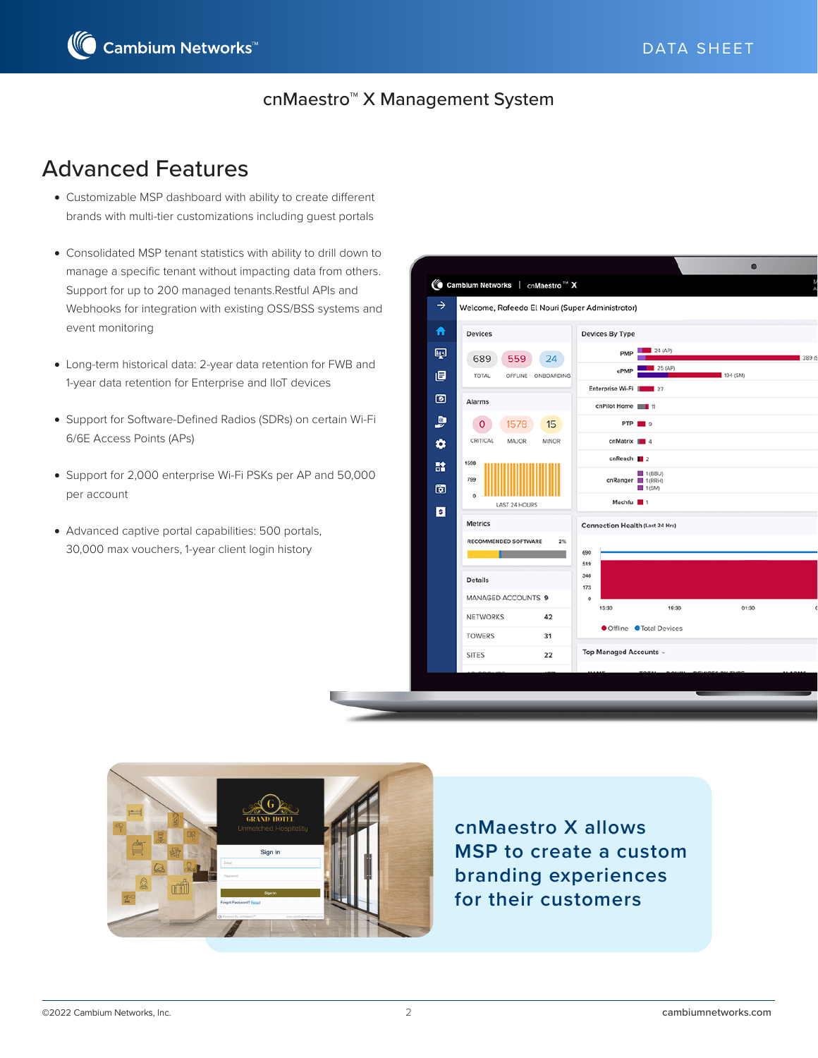# cnMaestro™ X Management System

## Advanced Features

- Customizable MSP dashboard with ability to create different brands with multi-tier customizations including guest portals
- Consolidated MSP tenant statistics with ability to drill down to manage a specific tenant without impacting data from others. Support for up to 200 managed tenants.Restful APIs and Webhooks for integration with existing OSS/BSS systems and event monitoring
- Long-term historical data: 2-year data retention for FWB and 1-year data retention for Enterprise and IIoT devices
- Support for Software-Defined Radios (SDRs) on certain Wi-Fi 6/6E Access Points (APs)
- Support for 2,000 enterprise Wi-Fi PSKs per AP and 50,000 per account
- Advanced captive portal capabilities: 500 portals, 30,000 max vouchers, 1-year client login history

**cnMaestro X allows MSP to create a custom branding experiences for their customers**

©2022 Cambium Networks, Inc. cambiumnetworks.com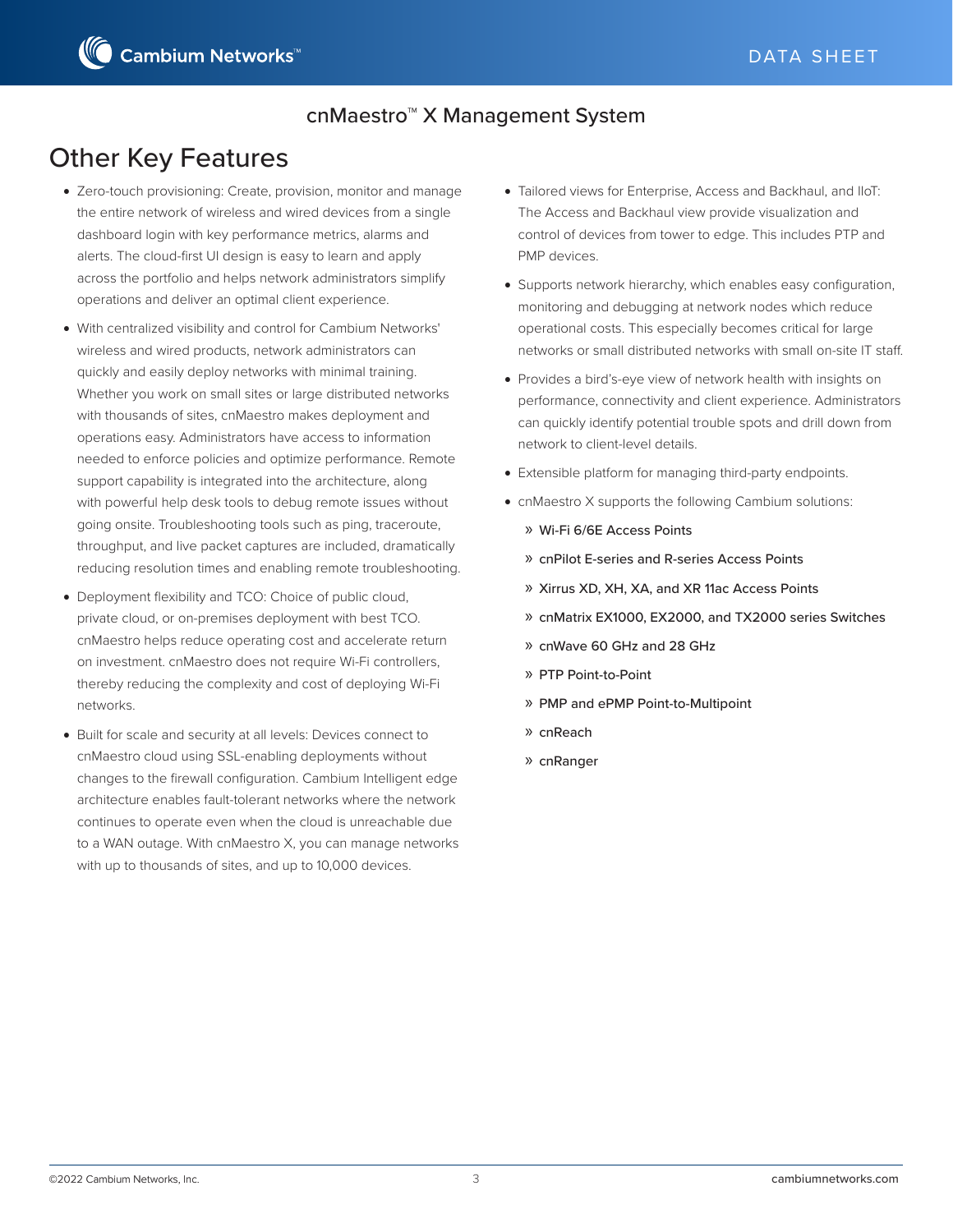# Other Key Features

- Zero-touch provisioning: Create, provision, monitor and manage the entire network of wireless and wired devices from a single dashboard login with key performance metrics, alarms and alerts. The cloud-first UI design is easy to learn and apply across the portfolio and helps network administrators simplify operations and deliver an optimal client experience.
- With centralized visibility and control for Cambium Networks' wireless and wired products, network administrators can quickly and easily deploy networks with minimal training. Whether you work on small sites or large distributed networks with thousands of sites, cnMaestro makes deployment and operations easy. Administrators have access to information needed to enforce policies and optimize performance. Remote support capability is integrated into the architecture, along with powerful help desk tools to debug remote issues without going onsite. Troubleshooting tools such as ping, traceroute, throughput, and live packet captures are included, dramatically reducing resolution times and enabling remote troubleshooting.
- Deployment flexibility and TCO: Choice of public cloud, private cloud, or on-premises deployment with best TCO. cnMaestro helps reduce operating cost and accelerate return on investment. cnMaestro does not require Wi-Fi controllers, thereby reducing the complexity and cost of deploying Wi-Fi networks.
- Built for scale and security at all levels: Devices connect to cnMaestro cloud using SSL-enabling deployments without changes to the firewall configuration. Cambium Intelligent edge architecture enables fault-tolerant networks where the network continues to operate even when the cloud is unreachable due to a WAN outage. With cnMaestro X, you can manage networks with up to thousands of sites, and up to 10,000 devices.
- Tailored views for Enterprise, Access and Backhaul, and IIoT: The Access and Backhaul view provide visualization and control of devices from tower to edge. This includes PTP and PMP devices.
- Supports network hierarchy, which enables easy configuration, monitoring and debugging at network nodes which reduce operational costs. This especially becomes critical for large networks or small distributed networks with small on-site IT staff.
- Provides a bird's-eye view of network health with insights on performance, connectivity and client experience. Administrators can quickly identify potential trouble spots and drill down from network to client-level details.
- Extensible platform for managing third-party endpoints.
- cnMaestro X supports the following Cambium solutions:
  - Wi-Fi 6/6E Access Points
  - cnPilot E-series and R-series Access Points
  - Xirrus XD, XH, XA, and XR 11ac Access Points
  - cnMatrix EX1000, EX2000, and TX2000 series Switches
  - cnWave 60 GHz and 28 GHz
  - PTP Point-to-Point
  - PMP and ePMP Point-to-Multipoint
  - cnReach
  - cnRanger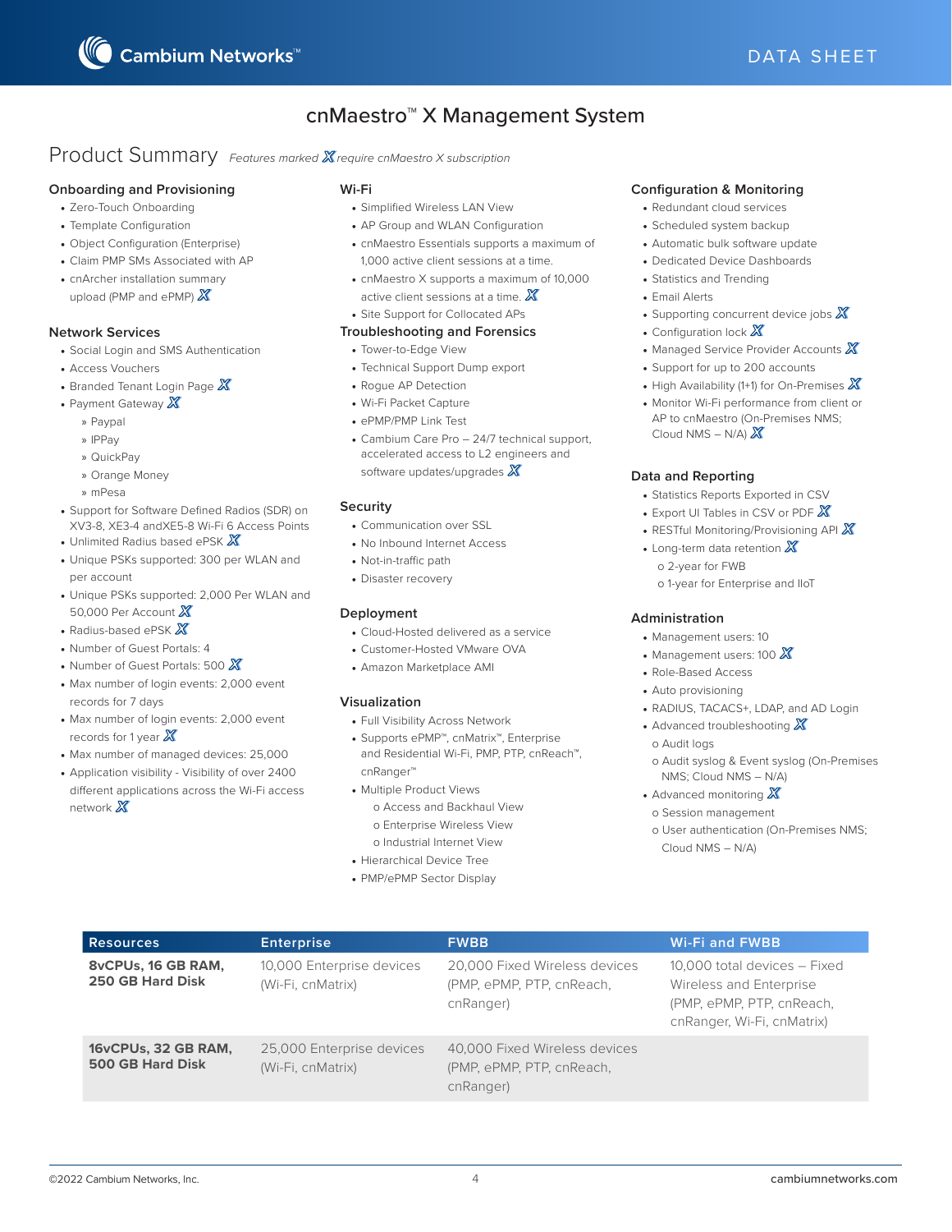# cnMaestro™ X Management System

## Product Summary

*Features marked X require cnMaestro X subscription*

### Onboarding and Provisioning

- Zero-Touch Onboarding
- Template Configuration
- Object Configuration (Enterprise)
- Claim PMP SMs Associated with AP
- cnArcher installation summary upload (PMP and ePMP) X

### Network Services

- Social Login and SMS Authentication
- Access Vouchers
- Branded Tenant Login Page X
- Payment Gateway X
  - » Paypal
  - » IPPay
  - » QuickPay
  - » Orange Money
  - » mPesa
- Support for Software Defined Radios (SDR) on XV3-8, XE3-4 andXE5-8 Wi-Fi 6 Access Points
- Unlimited Radius based ePSK X
- Unique PSKs supported: 300 per WLAN and per account
- Unique PSKs supported: 2,000 Per WLAN and 50,000 Per Account X
- Radius-based ePSK X
- Number of Guest Portals: 4
- Number of Guest Portals: 500 X
- Max number of login events: 2,000 event records for 7 days
- Max number of login events: 2,000 event records for 1 year X
- Max number of managed devices: 25,000
- Application visibility - Visibility of over 2400 different applications across the Wi-Fi access network X

### Wi-Fi

- Simplified Wireless LAN View
- AP Group and WLAN Configuration
- cnMaestro Essentials supports a maximum of 1,000 active client sessions at a time.
- cnMaestro X supports a maximum of 10,000 active client sessions at a time. X
- Site Support for Collocated APs

### Troubleshooting and Forensics

- Tower-to-Edge View
- Technical Support Dump export
- Rogue AP Detection
- Wi-Fi Packet Capture
- ePMP/PMP Link Test
- Cambium Care Pro – 24/7 technical support, accelerated access to L2 engineers and software updates/upgrades X

### Security

- Communication over SSL
- No Inbound Internet Access
- Not-in-traffic path
- Disaster recovery

### Deployment

- Cloud-Hosted delivered as a service
- Customer-Hosted VMware OVA
- Amazon Marketplace AMI

### Visualization

- Full Visibility Across Network
- Supports ePMP™, cnMatrix™, Enterprise and Residential Wi-Fi, PMP, PTP, cnReach™, cnRanger™
- Multiple Product Views
  - o Access and Backhaul View
  - o Enterprise Wireless View
  - o Industrial Internet View
- Hierarchical Device Tree
- PMP/ePMP Sector Display

### Configuration & Monitoring

- Redundant cloud services
- Scheduled system backup
- Automatic bulk software update
- Dedicated Device Dashboards
- Statistics and Trending
- Email Alerts
- Supporting concurrent device jobs X
- Configuration lock X
- Managed Service Provider Accounts X
- Support for up to 200 accounts
- High Availability (1+1) for On-Premises X
- Monitor Wi-Fi performance from client or AP to cnMaestro (On-Premises NMS; Cloud NMS – N/A) X

### Data and Reporting

- Statistics Reports Exported in CSV
- Export UI Tables in CSV or PDF X
- RESTful Monitoring/Provisioning API X
- Long-term data retention X
  - o 2-year for FWB
  - o 1-year for Enterprise and IIoT

### Administration

- Management users: 10
- Management users: 100 X
- Role-Based Access
- Auto provisioning
- RADIUS, TACACS+, LDAP, and AD Login
- Advanced troubleshooting X
  - o Audit logs
  - o Audit syslog & Event syslog (On-Premises NMS; Cloud NMS – N/A)
- Advanced monitoring X
  - o Session management
  - o User authentication (On-Premises NMS; Cloud NMS – N/A)

| Resources | Enterprise | FWBB | Wi-Fi and FWBB |
|---|---|---|---|
| **8vCPUs, 16 GB RAM, 250 GB Hard Disk** | 10,000 Enterprise devices (Wi-Fi, cnMatrix) | 20,000 Fixed Wireless devices (PMP, ePMP, PTP, cnReach, cnRanger) | 10,000 total devices – Fixed Wireless and Enterprise (PMP, ePMP, PTP, cnReach, cnRanger, Wi-Fi, cnMatrix) |
| **16vCPUs, 32 GB RAM, 500 GB Hard Disk** | 25,000 Enterprise devices (Wi-Fi, cnMatrix) | 40,000 Fixed Wireless devices (PMP, ePMP, PTP, cnReach, cnRanger) | |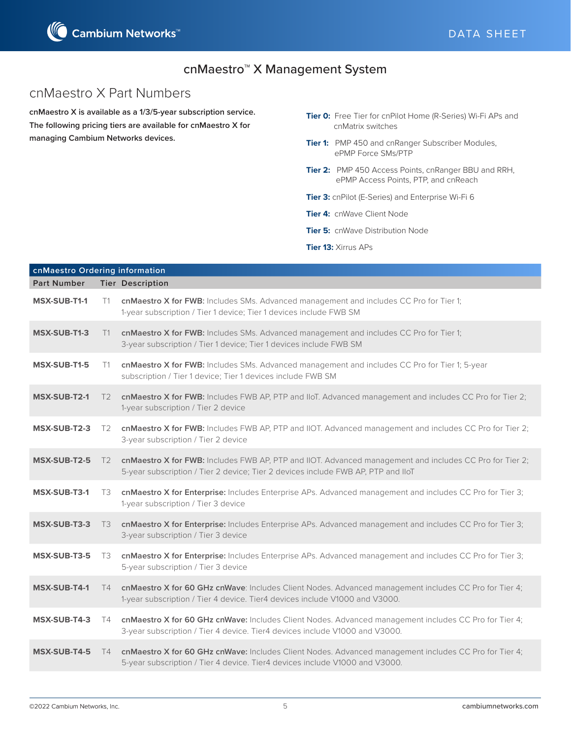# cnMaestro™ X Management System

## cnMaestro X Part Numbers

**cnMaestro X is available as a 1/3/5-year subscription service. The following pricing tiers are available for cnMaestro X for managing Cambium Networks devices.**

**Tier 0:** Free Tier for cnPilot Home (R-Series) Wi-Fi APs and cnMatrix switches

**Tier 1:** PMP 450 and cnRanger Subscriber Modules, ePMP Force SMs/PTP

**Tier 2:** PMP 450 Access Points, cnRanger BBU and RRH, ePMP Access Points, PTP, and cnReach

**Tier 3:** cnPilot (E-Series) and Enterprise Wi-Fi 6

**Tier 4:** cnWave Client Node

**Tier 5:** cnWave Distribution Node

**Tier 13:** Xirrus APs

| cnMaestro Ordering information | | |
|---|---|---|
| **Part Number** | **Tier** | **Description** |
| **MSX-SUB-T1-1** | T1 | **cnMaestro X for FWB**: Includes SMs. Advanced management and includes CC Pro for Tier 1; 1-year subscription / Tier 1 device; Tier 1 devices include FWB SM |
| **MSX-SUB-T1-3** | T1 | **cnMaestro X for FWB:** Includes SMs. Advanced management and includes CC Pro for Tier 1; 3-year subscription / Tier 1 device; Tier 1 devices include FWB SM |
| **MSX-SUB-T1-5** | T1 | **cnMaestro X for FWB:** Includes SMs. Advanced management and includes CC Pro for Tier 1; 5-year subscription / Tier 1 device; Tier 1 devices include FWB SM |
| **MSX-SUB-T2-1** | T2 | **cnMaestro X for FWB:** Includes FWB AP, PTP and IIoT. Advanced management and includes CC Pro for Tier 2; 1-year subscription / Tier 2 device |
| **MSX-SUB-T2-3** | T2 | **cnMaestro X for FWB:** Includes FWB AP, PTP and IIOT. Advanced management and includes CC Pro for Tier 2; 3-year subscription / Tier 2 device |
| **MSX-SUB-T2-5** | T2 | **cnMaestro X for FWB:** Includes FWB AP, PTP and IIOT. Advanced management and includes CC Pro for Tier 2; 5-year subscription / Tier 2 device; Tier 2 devices include FWB AP, PTP and IIoT |
| **MSX-SUB-T3-1** | T3 | **cnMaestro X for Enterprise:** Includes Enterprise APs. Advanced management and includes CC Pro for Tier 3; 1-year subscription / Tier 3 device |
| **MSX-SUB-T3-3** | T3 | **cnMaestro X for Enterprise:** Includes Enterprise APs. Advanced management and includes CC Pro for Tier 3; 3-year subscription / Tier 3 device |
| **MSX-SUB-T3-5** | T3 | **cnMaestro X for Enterprise:** Includes Enterprise APs. Advanced management and includes CC Pro for Tier 3; 5-year subscription / Tier 3 device |
| **MSX-SUB-T4-1** | T4 | **cnMaestro X for 60 GHz cnWave**: Includes Client Nodes. Advanced management includes CC Pro for Tier 4; 1-year subscription / Tier 4 device. Tier4 devices include V1000 and V3000. |
| **MSX-SUB-T4-3** | T4 | **cnMaestro X for 60 GHz cnWave:** Includes Client Nodes. Advanced management includes CC Pro for Tier 4; 3-year subscription / Tier 4 device. Tier4 devices include V1000 and V3000. |
| **MSX-SUB-T4-5** | T4 | **cnMaestro X for 60 GHz cnWave:** Includes Client Nodes. Advanced management includes CC Pro for Tier 4; 5-year subscription / Tier 4 device. Tier4 devices include V1000 and V3000. |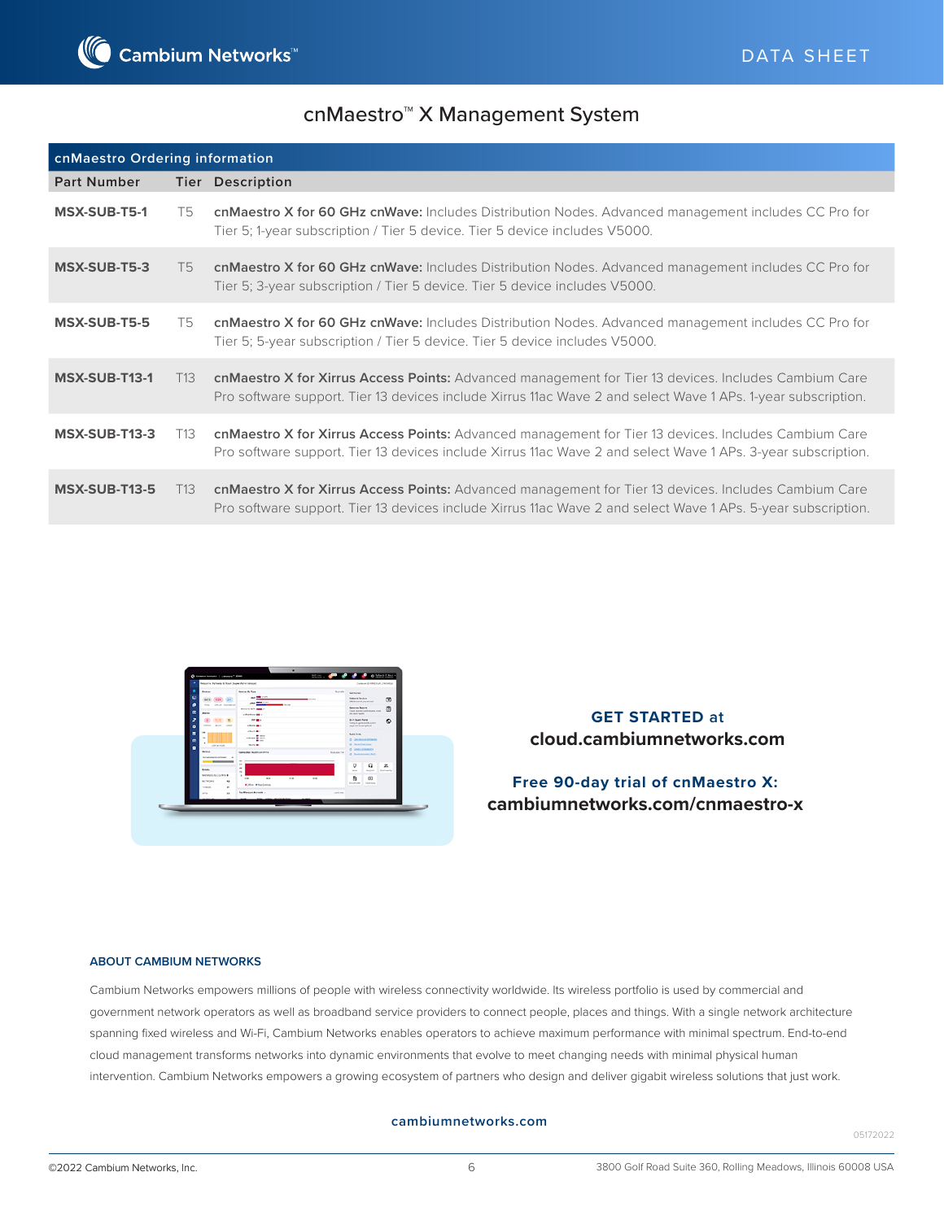# cnMaestro™ X Management System

| cnMaestro Ordering information | | |
|---|---|---|
| **Part Number** | **Tier** | **Description** |
| **MSX-SUB-T5-1** | T5 | **cnMaestro X for 60 GHz cnWave:** Includes Distribution Nodes. Advanced management includes CC Pro for Tier 5; 1-year subscription / Tier 5 device. Tier 5 device includes V5000. |
| **MSX-SUB-T5-3** | T5 | **cnMaestro X for 60 GHz cnWave:** Includes Distribution Nodes. Advanced management includes CC Pro for Tier 5; 3-year subscription / Tier 5 device. Tier 5 device includes V5000. |
| **MSX-SUB-T5-5** | T5 | **cnMaestro X for 60 GHz cnWave:** Includes Distribution Nodes. Advanced management includes CC Pro for Tier 5; 5-year subscription / Tier 5 device. Tier 5 device includes V5000. |
| **MSX-SUB-T13-1** | T13 | **cnMaestro X for Xirrus Access Points:** Advanced management for Tier 13 devices. Includes Cambium Care Pro software support. Tier 13 devices include Xirrus 11ac Wave 2 and select Wave 1 APs. 1-year subscription. |
| **MSX-SUB-T13-3** | T13 | **cnMaestro X for Xirrus Access Points:** Advanced management for Tier 13 devices. Includes Cambium Care Pro software support. Tier 13 devices include Xirrus 11ac Wave 2 and select Wave 1 APs. 3-year subscription. |
| **MSX-SUB-T13-5** | T13 | **cnMaestro X for Xirrus Access Points:** Advanced management for Tier 13 devices. Includes Cambium Care Pro software support. Tier 13 devices include Xirrus 11ac Wave 2 and select Wave 1 APs. 5-year subscription. |

**GET STARTED at**
**cloud.cambiumnetworks.com**

**Free 90-day trial of cnMaestro X:**
**cambiumnetworks.com/cnmaestro-x**

### ABOUT CAMBIUM NETWORKS

Cambium Networks empowers millions of people with wireless connectivity worldwide. Its wireless portfolio is used by commercial and government network operators as well as broadband service providers to connect people, places and things. With a single network architecture spanning fixed wireless and Wi-Fi, Cambium Networks enables operators to achieve maximum performance with minimal spectrum. End-to-end cloud management transforms networks into dynamic environments that evolve to meet changing needs with minimal physical human intervention. Cambium Networks empowers a growing ecosystem of partners who design and deliver gigabit wireless solutions that just work.

**cambiumnetworks.com**

05172022

©2022 Cambium Networks, Inc. 3800 Golf Road Suite 360, Rolling Meadows, Illinois 60008 USA